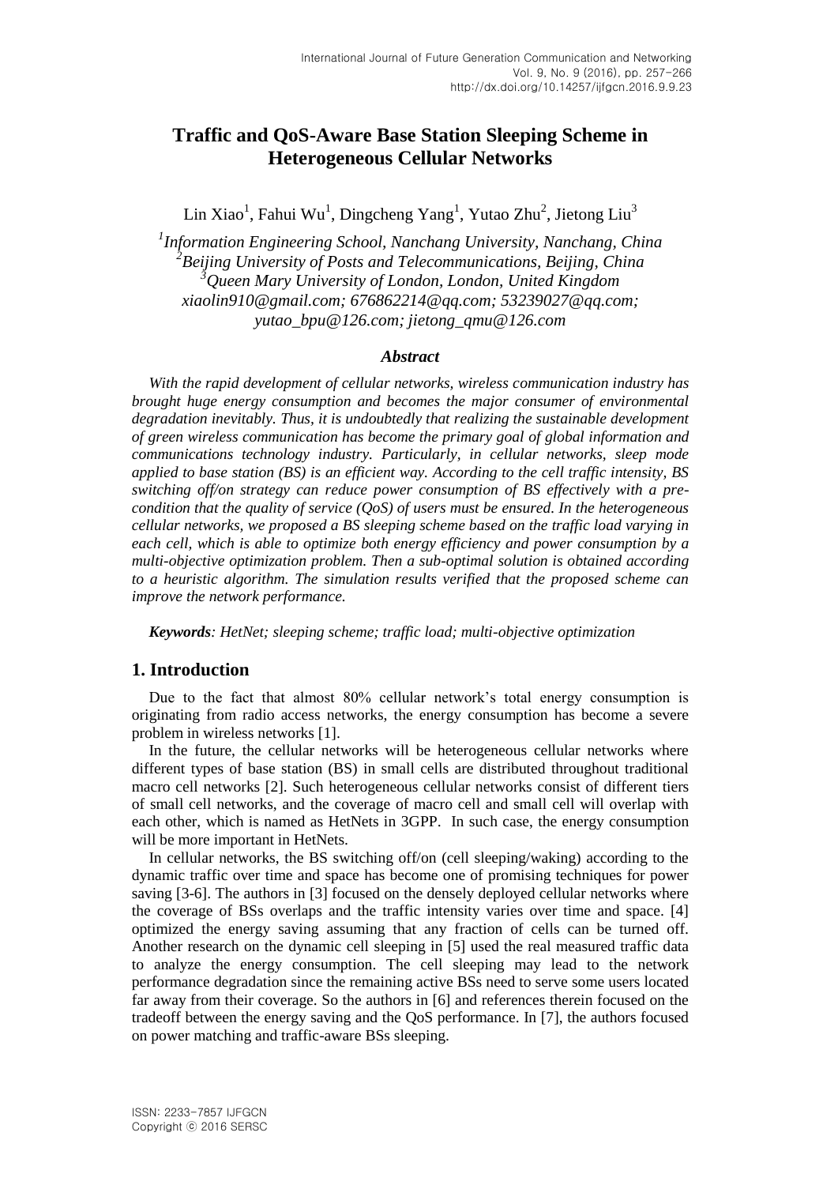# Traffic and QoS-Aware Base Station Sleeping Scheme in Heterogeneous Cellular Networks

Lin Xiao[1], Fahui Wu[1], Dingcheng Yang[1], Yutao Zhu[2], Jietong Liu[3]

*[1]Information Engineering School, Nanchang University, Nanchang, China*
*[2]Beijing University of Posts and Telecommunications, Beijing, China*
*[3]Queen Mary University of London, London, United Kingdom*
*xiaolin910@gmail.com; 676862214@qq.com; 53239027@qq.com; yutao_bpu@126.com; jietong_qmu@126.com*

### *Abstract*

*With the rapid development of cellular networks, wireless communication industry has brought huge energy consumption and becomes the major consumer of environmental degradation inevitably. Thus, it is undoubtedly that realizing the sustainable development of green wireless communication has become the primary goal of global information and communications technology industry. Particularly, in cellular networks, sleep mode applied to base station (BS) is an efficient way. According to the cell traffic intensity, BS switching off/on strategy can reduce power consumption of BS effectively with a pre-condition that the quality of service (QoS) of users must be ensured. In the heterogeneous cellular networks, we proposed a BS sleeping scheme based on the traffic load varying in each cell, which is able to optimize both energy efficiency and power consumption by a multi-objective optimization problem. Then a sub-optimal solution is obtained according to a heuristic algorithm. The simulation results verified that the proposed scheme can improve the network performance.*

***Keywords**: HetNet; sleeping scheme; traffic load; multi-objective optimization*

## 1. Introduction

Due to the fact that almost 80% cellular network's total energy consumption is originating from radio access networks, the energy consumption has become a severe problem in wireless networks [1].

In the future, the cellular networks will be heterogeneous cellular networks where different types of base station (BS) in small cells are distributed throughout traditional macro cell networks [2]. Such heterogeneous cellular networks consist of different tiers of small cell networks, and the coverage of macro cell and small cell will overlap with each other, which is named as HetNets in 3GPP. In such case, the energy consumption will be more important in HetNets.

In cellular networks, the BS switching off/on (cell sleeping/waking) according to the dynamic traffic over time and space has become one of promising techniques for power saving [3-6]. The authors in [3] focused on the densely deployed cellular networks where the coverage of BSs overlaps and the traffic intensity varies over time and space. [4] optimized the energy saving assuming that any fraction of cells can be turned off. Another research on the dynamic cell sleeping in [5] used the real measured traffic data to analyze the energy consumption. The cell sleeping may lead to the network performance degradation since the remaining active BSs need to serve some users located far away from their coverage. So the authors in [6] and references therein focused on the tradeoff between the energy saving and the QoS performance. In [7], the authors focused on power matching and traffic-aware BSs sleeping.

ISSN: 2233-7857 IJFGCN
Copyright ⓒ 2016 SERSC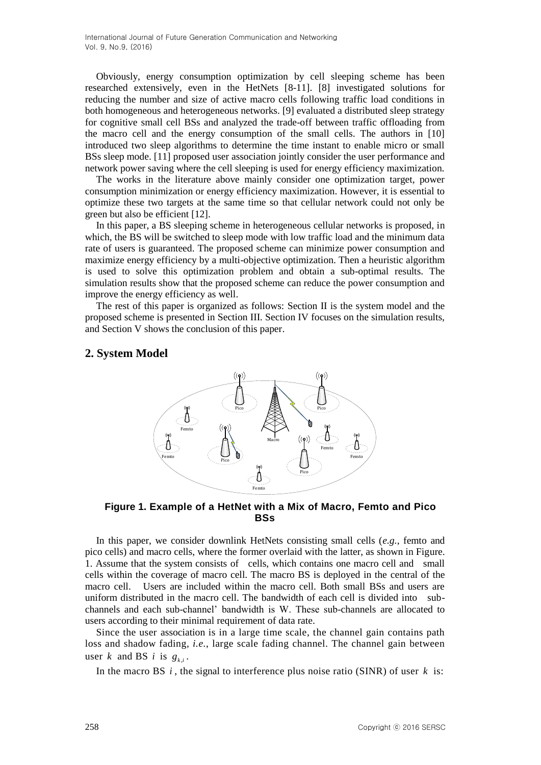Obviously, energy consumption optimization by cell sleeping scheme has been researched extensively, even in the HetNets [8-11]. [8] investigated solutions for reducing the number and size of active macro cells following traffic load conditions in both homogeneous and heterogeneous networks. [9] evaluated a distributed sleep strategy for cognitive small cell BSs and analyzed the trade-off between traffic offloading from the macro cell and the energy consumption of the small cells. The authors in [10] introduced two sleep algorithms to determine the time instant to enable micro or small BSs sleep mode. [11] proposed user association jointly consider the user performance and network power saving where the cell sleeping is used for energy efficiency maximization.

The works in the literature above mainly consider one optimization target, power consumption minimization or energy efficiency maximization. However, it is essential to optimize these two targets at the same time so that cellular network could not only be green but also be efficient [12].

In this paper, a BS sleeping scheme in heterogeneous cellular networks is proposed, in which, the BS will be switched to sleep mode with low traffic load and the minimum data rate of users is guaranteed. The proposed scheme can minimize power consumption and maximize energy efficiency by a multi-objective optimization. Then a heuristic algorithm is used to solve this optimization problem and obtain a sub-optimal results. The simulation results show that the proposed scheme can reduce the power consumption and improve the energy efficiency as well.

The rest of this paper is organized as follows: Section II is the system model and the proposed scheme is presented in Section III. Section IV focuses on the simulation results, and Section V shows the conclusion of this paper.

## 2. System Model

**Figure 1. Example of a HetNet with a Mix of Macro, Femto and Pico BSs**

In this paper, we consider downlink HetNets consisting small cells (*e.g.*, femto and pico cells) and macro cells, where the former overlaid with the latter, as shown in Figure. 1. Assume that the system consists of cells, which contains one macro cell and small cells within the coverage of macro cell. The macro BS is deployed in the central of the macro cell. Users are included within the macro cell. Both small BSs and users are uniform distributed in the macro cell. The bandwidth of each cell is divided into sub-channels and each sub-channel' bandwidth is W. These sub-channels are allocated to users according to their minimal requirement of data rate.

Since the user association is in a large time scale, the channel gain contains path loss and shadow fading, *i.e.*, large scale fading channel. The channel gain between user $k$ and BS $i$ is $g_{k,i}$.

In the macro BS $i$, the signal to interference plus noise ratio (SINR) of user $k$ is: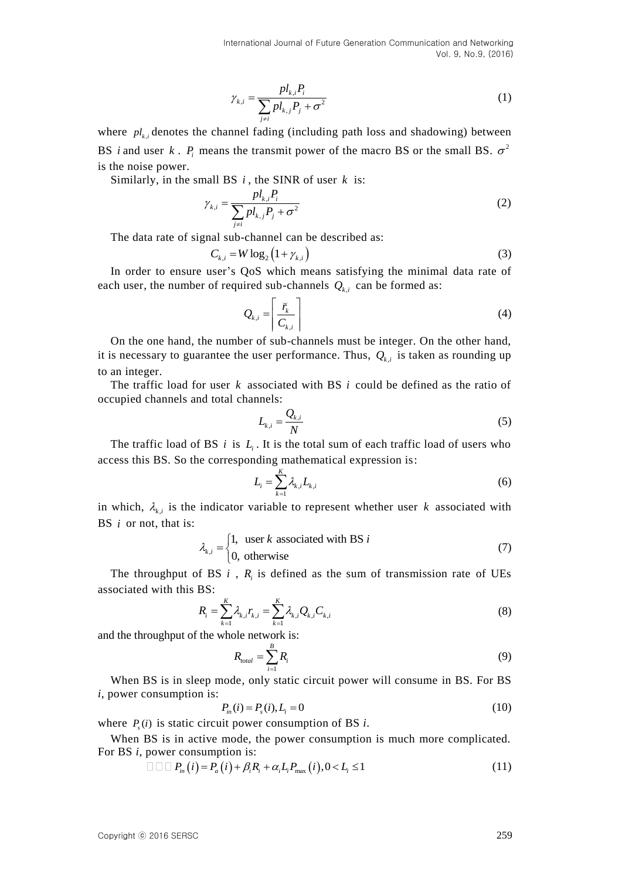$$\gamma_{k,i} = \frac{pl_{k,i}P_i}{\sum_{j \neq i} pl_{k,j}P_j + \sigma^2} \tag{1}$$

where $pl_{k,i}$ denotes the channel fading (including path loss and shadowing) between BS $i$ and user $k$. $P_i$ means the transmit power of the macro BS or the small BS. $\sigma^2$ is the noise power.

Similarly, in the small BS $i$, the SINR of user $k$ is:

$$\gamma_{k,i} = \frac{pl_{k,i}P_i}{\sum_{j \neq i} pl_{k,j}P_j + \sigma^2} \tag{2}$$

The data rate of signal sub-channel can be described as:

$$C_{k,i} = W \log_2 \left(1 + \gamma_{k,i}\right) \tag{3}$$

In order to ensure user's QoS which means satisfying the minimal data rate of each user, the number of required sub-channels $Q_{k,i}$ can be formed as:

$$Q_{k,i} = \left\lceil \frac{\breve{r}_k}{C_{k,i}} \right\rceil \tag{4}$$

On the one hand, the number of sub-channels must be integer. On the other hand, it is necessary to guarantee the user performance. Thus, $Q_{k,i}$ is taken as rounding up to an integer.

The traffic load for user $k$ associated with BS $i$ could be defined as the ratio of occupied channels and total channels:

$$L_{k,i} = \frac{Q_{k,i}}{N} \tag{5}$$

The traffic load of BS $i$ is $L_i$. It is the total sum of each traffic load of users who access this BS. So the corresponding mathematical expression is:

$$L_i = \sum_{k=1}^{K} \lambda_{k,i} L_{k,i} \tag{6}$$

in which, $\lambda_{k,i}$ is the indicator variable to represent whether user $k$ associated with BS $i$ or not, that is:

$$\lambda_{k,i} = \begin{cases} 1, & \text{user } k \text{ associated with BS } i \\ 0, & \text{otherwise} \end{cases} \tag{7}$$

The throughput of BS $i$, $R_i$ is defined as the sum of transmission rate of UEs associated with this BS:

$$R_i = \sum_{k=1}^{K} \lambda_{k,i} r_{k,i} = \sum_{k=1}^{K} \lambda_{k,i} Q_{k,i} C_{k,i} \tag{8}$$

and the throughput of the whole network is:

$$R_{total} = \sum_{i=1}^{B} R_i \tag{9}$$

When BS is in sleep mode, only static circuit power will consume in BS. For BS $i$, power consumption is:

$$P_{in}(i) = P_s(i), L_i = 0 \tag{10}$$

where $P_s(i)$ is static circuit power consumption of BS $i$.

When BS is in active mode, the power consumption is much more complicated. For BS $i$, power consumption is:

$$P_{in}\left(i\right) = P_a\left(i\right) + \beta_i R_i + \alpha_i L_i P_{\max}\left(i\right), 0 < L_i \leq 1 \tag{11}$$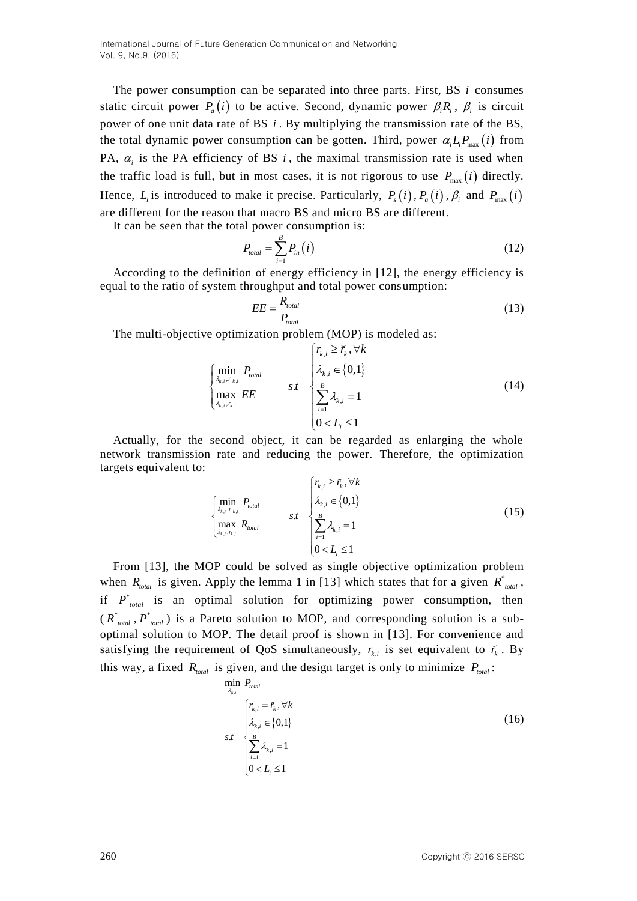The power consumption can be separated into three parts. First, BS $i$ consumes static circuit power $P_a(i)$ to be active. Second, dynamic power $\beta_i R_i$, $\beta_i$ is circuit power of one unit data rate of BS $i$. By multiplying the transmission rate of the BS, the total dynamic power consumption can be gotten. Third, power $\alpha_i L_i P_{\max}(i)$ from PA, $\alpha_i$ is the PA efficiency of BS $i$, the maximal transmission rate is used when the traffic load is full, but in most cases, it is not rigorous to use $P_{\max}(i)$ directly. Hence, $L_i$ is introduced to make it precise. Particularly, $P_s(i)$, $P_a(i)$, $\beta_i$ and $P_{\max}(i)$ are different for the reason that macro BS and micro BS are different.

It can be seen that the total power consumption is:

$$P_{total} = \sum_{i=1}^{B} P_{in}(i) \tag{12}$$

According to the definition of energy efficiency in [12], the energy efficiency is equal to the ratio of system throughput and total power consumption:

$$EE = \frac{R_{total}}{P_{total}} \tag{13}$$

The multi-objective optimization problem (MOP) is modeled as:

$$\begin{cases} \min\limits_{\lambda_{k,i}, r_{k,i}} \ P_{total} \\ \max\limits_{\lambda_{k,i}, r_{k,i}} \ EE \end{cases} \quad s.t \quad \begin{cases} r_{k,i} \ge \breve{r}_k, \forall k \\ \lambda_{k,i} \in \{0,1\} \\ \sum\limits_{i=1}^{B} \lambda_{k,i} = 1 \\ 0 < L_i \le 1 \end{cases} \tag{14}$$

Actually, for the second object, it can be regarded as enlarging the whole network transmission rate and reducing the power. Therefore, the optimization targets equivalent to:

$$\begin{cases} \min\limits_{\lambda_{k,i}, r_{k,i}} \ P_{total} \\ \max\limits_{\lambda_{k,i}, r_{k,i}} \ R_{total} \end{cases} \quad s.t \quad \begin{cases} r_{k,i} \ge \breve{r}_k, \forall k \\ \lambda_{k,i} \in \{0,1\} \\ \sum\limits_{i=1}^{B} \lambda_{k,i} = 1 \\ 0 < L_i \le 1 \end{cases} \tag{15}$$

From [13], the MOP could be solved as single objective optimization problem when $R_{total}$ is given. Apply the lemma 1 in [13] which states that for a given $R^*_{total}$, if $P^*_{total}$ is an optimal solution for optimizing power consumption, then ($R^*_{total}$, $P^*_{total}$) is a Pareto solution to MOP, and corresponding solution is a sub-optimal solution to MOP. The detail proof is shown in [13]. For convenience and satisfying the requirement of QoS simultaneously, $r_{k,i}$ is set equivalent to $\breve{r}_k$. By this way, a fixed $R_{total}$ is given, and the design target is only to minimize $P_{total}$:

$$\min_{\lambda_{k,i}} \ P_{total}$$
$$s.t \quad \begin{cases} r_{k,i} = \breve{r}_k, \forall k \\ \lambda_{k,i} \in \{0,1\} \\ \sum\limits_{i=1}^{B} \lambda_{k,i} = 1 \\ 0 < L_i \le 1 \end{cases} \tag{16}$$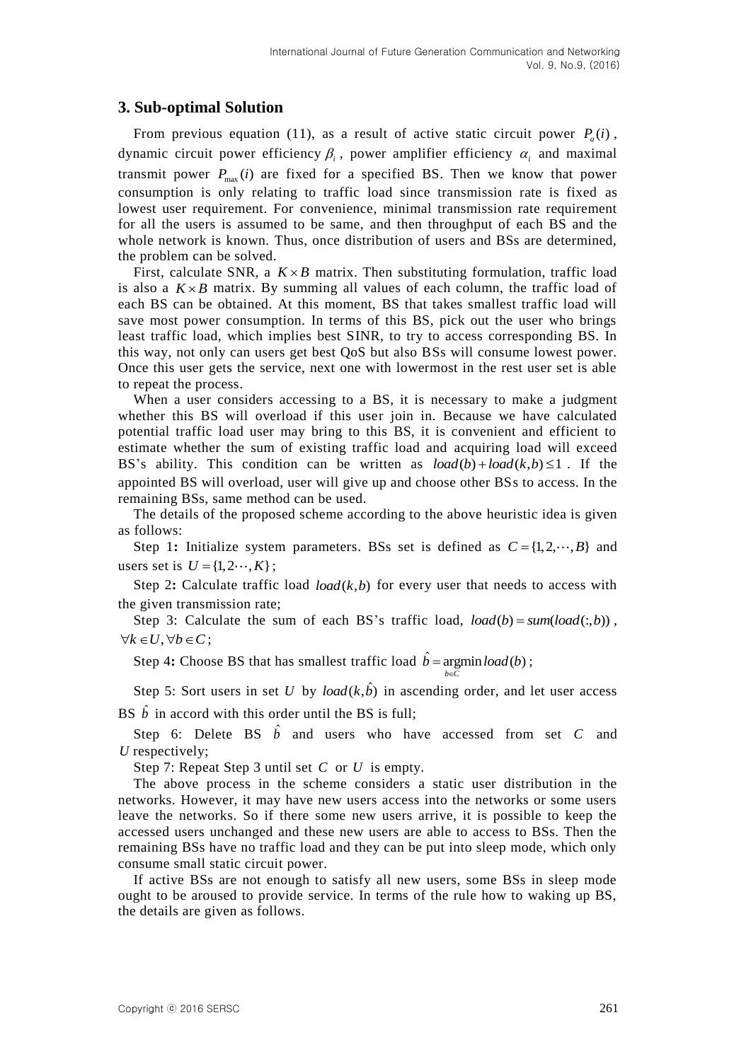## 3. Sub-optimal Solution

From previous equation (11), as a result of active static circuit power $P_a(i)$, dynamic circuit power efficiency $\beta_i$, power amplifier efficiency $\alpha_i$ and maximal transmit power $P_{\max}(i)$ are fixed for a specified BS. Then we know that power consumption is only relating to traffic load since transmission rate is fixed as lowest user requirement. For convenience, minimal transmission rate requirement for all the users is assumed to be same, and then throughput of each BS and the whole network is known. Thus, once distribution of users and BSs are determined, the problem can be solved.

First, calculate SNR, a $K \times B$ matrix. Then substituting formulation, traffic load is also a $K \times B$ matrix. By summing all values of each column, the traffic load of each BS can be obtained. At this moment, BS that takes smallest traffic load will save most power consumption. In terms of this BS, pick out the user who brings least traffic load, which implies best SINR, to try to access corresponding BS. In this way, not only can users get best QoS but also BSs will consume lowest power. Once this user gets the service, next one with lowermost in the rest user set is able to repeat the process.

When a user considers accessing to a BS, it is necessary to make a judgment whether this BS will overload if this user join in. Because we have calculated potential traffic load user may bring to this BS, it is convenient and efficient to estimate whether the sum of existing traffic load and acquiring load will exceed BS's ability. This condition can be written as $load(b) + load(k,b) \leq 1$. If the appointed BS will overload, user will give up and choose other BSs to access. In the remaining BSs, same method can be used.

The details of the proposed scheme according to the above heuristic idea is given as follows:

**Step 1:** Initialize system parameters. BSs set is defined as $C = \{1, 2, \cdots, B\}$ and users set is $U = \{1, 2 \cdots, K\}$;

**Step 2:** Calculate traffic load $load(k,b)$ for every user that needs to access with the given transmission rate;

Step 3: Calculate the sum of each BS's traffic load, $load(b) = sum(load(:,b))$, $\forall k \in U, \forall b \in C$;

**Step 4:** Choose BS that has smallest traffic load $\hat{b} = \underset{b \in C}{\arg\min}\, load(b)$;

Step 5: Sort users in set $U$ by $load(k, \hat{b})$ in ascending order, and let user access BS $\hat{b}$ in accord with this order until the BS is full;

Step 6: Delete BS $\hat{b}$ and users who have accessed from set $C$ and $U$ respectively;

Step 7: Repeat Step 3 until set $C$ or $U$ is empty.

The above process in the scheme considers a static user distribution in the networks. However, it may have new users access into the networks or some users leave the networks. So if there some new users arrive, it is possible to keep the accessed users unchanged and these new users are able to access to BSs. Then the remaining BSs have no traffic load and they can be put into sleep mode, which only consume small static circuit power.

If active BSs are not enough to satisfy all new users, some BSs in sleep mode ought to be aroused to provide service. In terms of the rule how to waking up BS, the details are given as follows.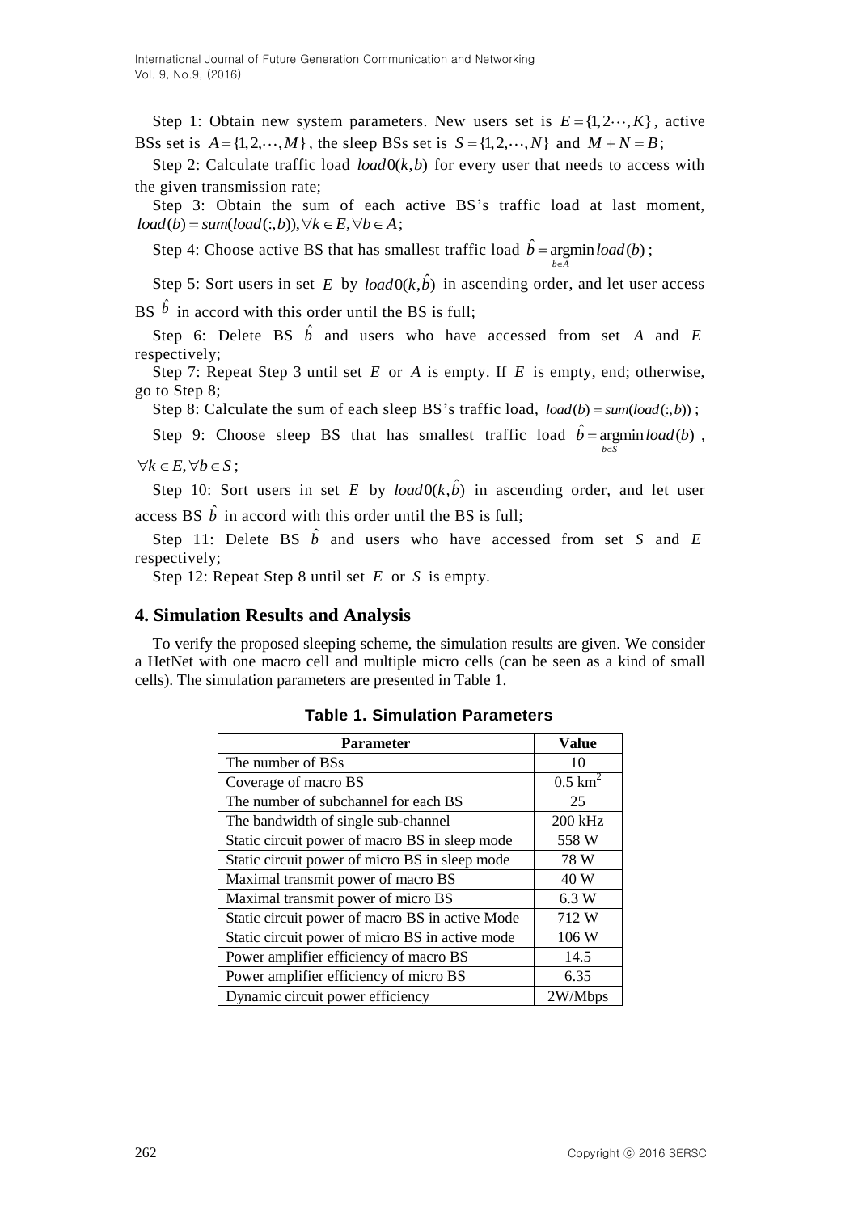Step 1: Obtain new system parameters. New users set is $E = \{1, 2 \cdots, K\}$, active BSs set is $A = \{1, 2, \cdots, M\}$, the sleep BSs set is $S = \{1, 2, \cdots, N\}$ and $M + N = B$;

Step 2: Calculate traffic load $load0(k,b)$ for every user that needs to access with the given transmission rate;

Step 3: Obtain the sum of each active BS's traffic load at last moment, $load(b) = sum(load(:,b)), \forall k \in E, \forall b \in A$;

Step 4: Choose active BS that has smallest traffic load $\hat{b} = \underset{b \in A}{\operatorname{argmin}}\, load(b)$;

Step 5: Sort users in set $E$ by $load0(k, \hat{b})$ in ascending order, and let user access BS $\hat{b}$ in accord with this order until the BS is full;

Step 6: Delete BS $\hat{b}$ and users who have accessed from set $A$ and $E$ respectively;

Step 7: Repeat Step 3 until set $E$ or $A$ is empty. If $E$ is empty, end; otherwise, go to Step 8;

Step 8: Calculate the sum of each sleep BS's traffic load, $load(b) = sum(load(:,b))$;

Step 9: Choose sleep BS that has smallest traffic load $\hat{b} = \underset{b \in S}{\operatorname{argmin}}\, load(b)$, $\forall k \in E, \forall b \in S$;

Step 10: Sort users in set $E$ by $load0(k, \hat{b})$ in ascending order, and let user access BS $\hat{b}$ in accord with this order until the BS is full;

Step 11: Delete BS $\hat{b}$ and users who have accessed from set $S$ and $E$ respectively;

Step 12: Repeat Step 8 until set $E$ or $S$ is empty.

## 4. Simulation Results and Analysis

To verify the proposed sleeping scheme, the simulation results are given. We consider a HetNet with one macro cell and multiple micro cells (can be seen as a kind of small cells). The simulation parameters are presented in Table 1.

**Table 1. Simulation Parameters**

| Parameter | Value |
|---|---|
| The number of BSs | 10 |
| Coverage of macro BS | 0.5 $km^2$ |
| The number of subchannel for each BS | 25 |
| The bandwidth of single sub-channel | 200 kHz |
| Static circuit power of macro BS in sleep mode | 558 W |
| Static circuit power of micro BS in sleep mode | 78 W |
| Maximal transmit power of macro BS | 40 W |
| Maximal transmit power of micro BS | 6.3 W |
| Static circuit power of macro BS in active Mode | 712 W |
| Static circuit power of micro BS in active mode | 106 W |
| Power amplifier efficiency of macro BS | 14.5 |
| Power amplifier efficiency of micro BS | 6.35 |
| Dynamic circuit power efficiency | 2W/Mbps |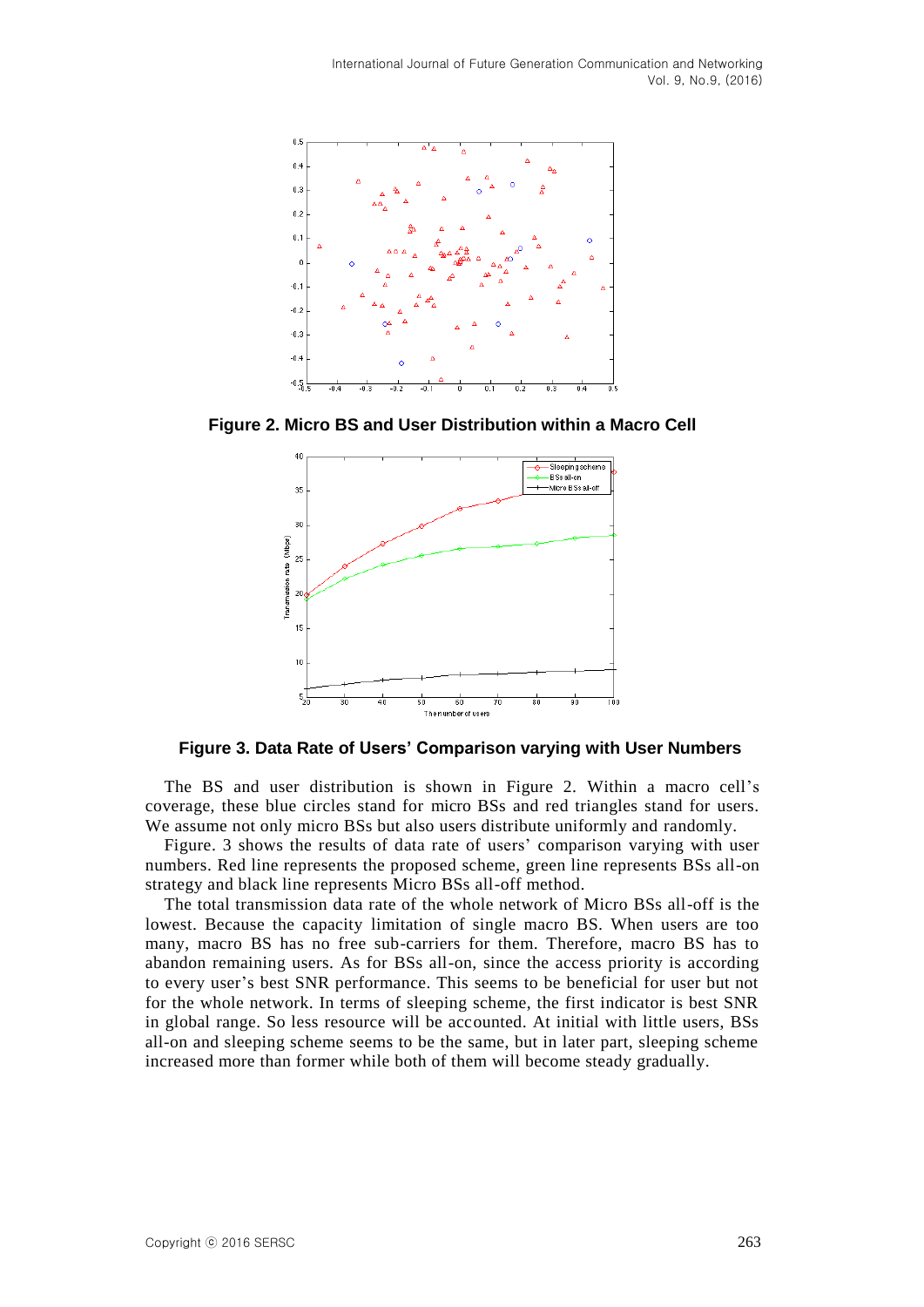**Figure 2. Micro BS and User Distribution within a Macro Cell**

**Figure 3. Data Rate of Users' Comparison varying with User Numbers**

The BS and user distribution is shown in Figure 2. Within a macro cell's coverage, these blue circles stand for micro BSs and red triangles stand for users. We assume not only micro BSs but also users distribute uniformly and randomly.

Figure. 3 shows the results of data rate of users' comparison varying with user numbers. Red line represents the proposed scheme, green line represents BSs all-on strategy and black line represents Micro BSs all-off method.

The total transmission data rate of the whole network of Micro BSs all-off is the lowest. Because the capacity limitation of single macro BS. When users are too many, macro BS has no free sub-carriers for them. Therefore, macro BS has to abandon remaining users. As for BSs all-on, since the access priority is according to every user's best SNR performance. This seems to be beneficial for user but not for the whole network. In terms of sleeping scheme, the first indicator is best SNR in global range. So less resource will be accounted. At initial with little users, BSs all-on and sleeping scheme seems to be the same, but in later part, sleeping scheme increased more than former while both of them will become steady gradually.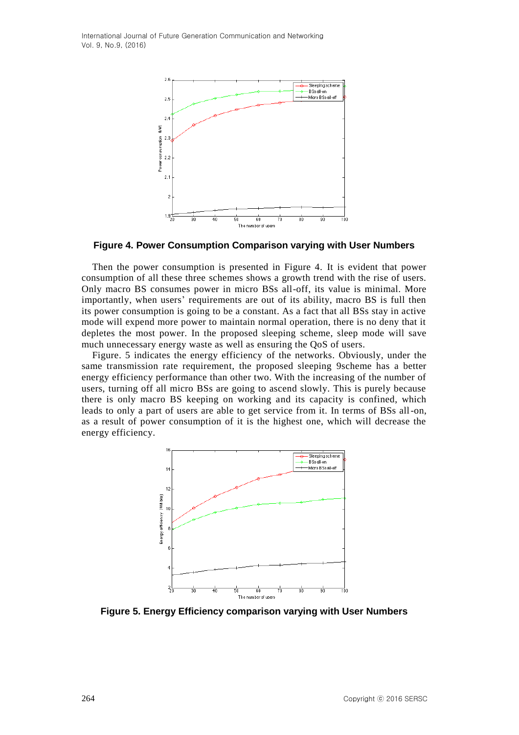**Figure 4. Power Consumption Comparison varying with User Numbers**

Then the power consumption is presented in Figure 4. It is evident that power consumption of all these three schemes shows a growth trend with the rise of users. Only macro BS consumes power in micro BSs all-off, its value is minimal. More importantly, when users' requirements are out of its ability, macro BS is full then its power consumption is going to be a constant. As a fact that all BSs stay in active mode will expend more power to maintain normal operation, there is no deny that it depletes the most power. In the proposed sleeping scheme, sleep mode will save much unnecessary energy waste as well as ensuring the QoS of users.

Figure. 5 indicates the energy efficiency of the networks. Obviously, under the same transmission rate requirement, the proposed sleeping 9scheme has a better energy efficiency performance than other two. With the increasing of the number of users, turning off all micro BSs are going to ascend slowly. This is purely because there is only macro BS keeping on working and its capacity is confined, which leads to only a part of users are able to get service from it. In terms of BSs all-on, as a result of power consumption of it is the highest one, which will decrease the energy efficiency.

**Figure 5. Energy Efficiency comparison varying with User Numbers**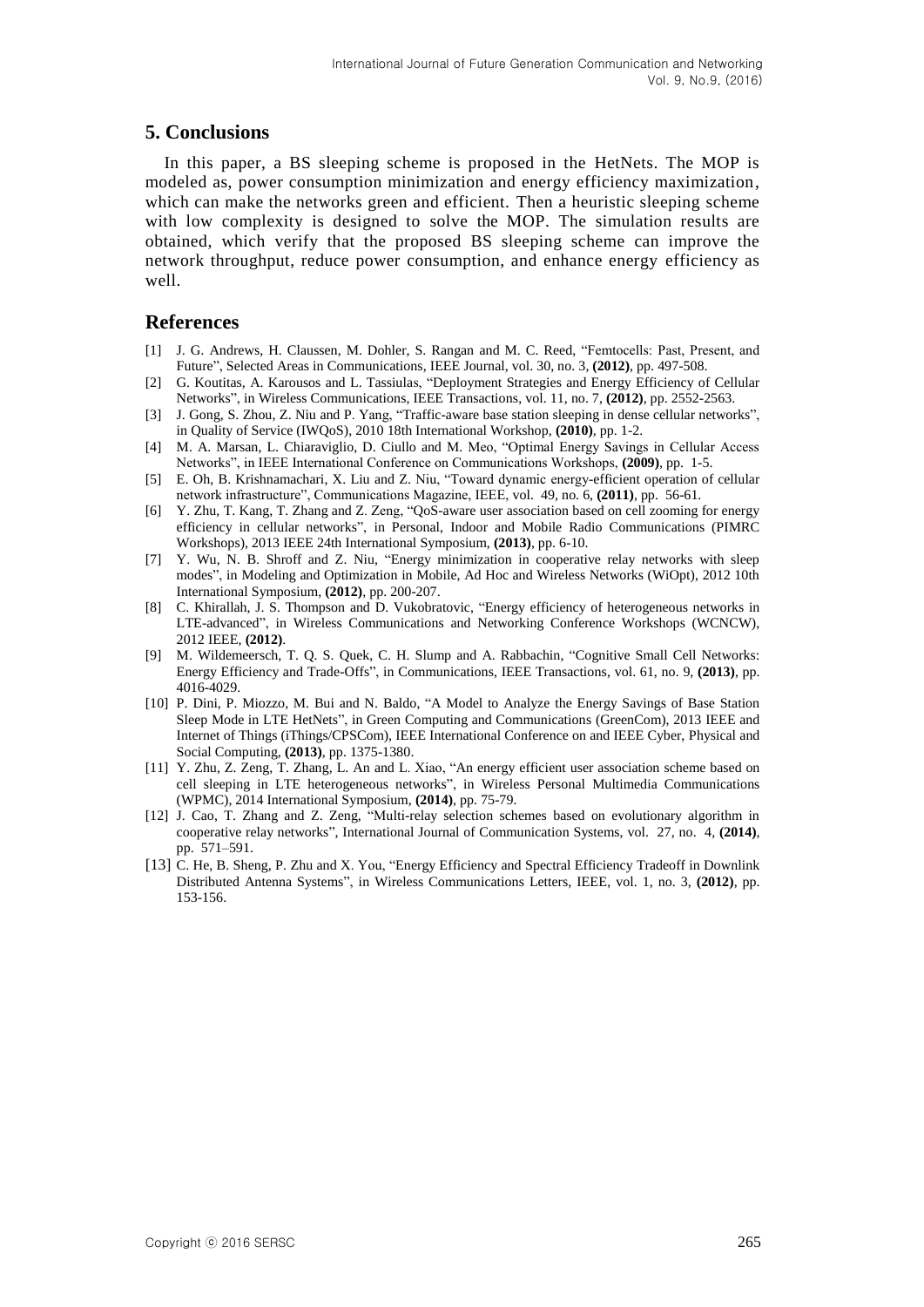## 5. Conclusions

In this paper, a BS sleeping scheme is proposed in the HetNets. The MOP is modeled as, power consumption minimization and energy efficiency maximization, which can make the networks green and efficient. Then a heuristic sleeping scheme with low complexity is designed to solve the MOP. The simulation results are obtained, which verify that the proposed BS sleeping scheme can improve the network throughput, reduce power consumption, and enhance energy efficiency as well.

## References

[1] J. G. Andrews, H. Claussen, M. Dohler, S. Rangan and M. C. Reed, "Femtocells: Past, Present, and Future", Selected Areas in Communications, IEEE Journal, vol. 30, no. 3, **(2012)**, pp. 497-508.

[2] G. Koutitas, A. Karousos and L. Tassiulas, "Deployment Strategies and Energy Efficiency of Cellular Networks", in Wireless Communications, IEEE Transactions, vol. 11, no. 7, **(2012)**, pp. 2552-2563.

[3] J. Gong, S. Zhou, Z. Niu and P. Yang, "Traffic-aware base station sleeping in dense cellular networks", in Quality of Service (IWQoS), 2010 18th International Workshop, **(2010)**, pp. 1-2.

[4] M. A. Marsan, L. Chiaraviglio, D. Ciullo and M. Meo, "Optimal Energy Savings in Cellular Access Networks", in IEEE International Conference on Communications Workshops, **(2009)**, pp. 1-5.

[5] E. Oh, B. Krishnamachari, X. Liu and Z. Niu, "Toward dynamic energy-efficient operation of cellular network infrastructure", Communications Magazine, IEEE, vol. 49, no. 6, **(2011)**, pp. 56-61.

[6] Y. Zhu, T. Kang, T. Zhang and Z. Zeng, "QoS-aware user association based on cell zooming for energy efficiency in cellular networks", in Personal, Indoor and Mobile Radio Communications (PIMRC Workshops), 2013 IEEE 24th International Symposium, **(2013)**, pp. 6-10.

[7] Y. Wu, N. B. Shroff and Z. Niu, "Energy minimization in cooperative relay networks with sleep modes", in Modeling and Optimization in Mobile, Ad Hoc and Wireless Networks (WiOpt), 2012 10th International Symposium, **(2012)**, pp. 200-207.

[8] C. Khirallah, J. S. Thompson and D. Vukobratovic, "Energy efficiency of heterogeneous networks in LTE-advanced", in Wireless Communications and Networking Conference Workshops (WCNCW), 2012 IEEE, **(2012)**.

[9] M. Wildemeersch, T. Q. S. Quek, C. H. Slump and A. Rabbachin, "Cognitive Small Cell Networks: Energy Efficiency and Trade-Offs", in Communications, IEEE Transactions, vol. 61, no. 9, **(2013)**, pp. 4016-4029.

[10] P. Dini, P. Miozzo, M. Bui and N. Baldo, "A Model to Analyze the Energy Savings of Base Station Sleep Mode in LTE HetNets", in Green Computing and Communications (GreenCom), 2013 IEEE and Internet of Things (iThings/CPSCom), IEEE International Conference on and IEEE Cyber, Physical and Social Computing, **(2013)**, pp. 1375-1380.

[11] Y. Zhu, Z. Zeng, T. Zhang, L. An and L. Xiao, "An energy efficient user association scheme based on cell sleeping in LTE heterogeneous networks", in Wireless Personal Multimedia Communications (WPMC), 2014 International Symposium, **(2014)**, pp. 75-79.

[12] J. Cao, T. Zhang and Z. Zeng, "Multi-relay selection schemes based on evolutionary algorithm in cooperative relay networks", International Journal of Communication Systems, vol. 27, no. 4, **(2014)**, pp. 571–591.

[13] C. He, B. Sheng, P. Zhu and X. You, "Energy Efficiency and Spectral Efficiency Tradeoff in Downlink Distributed Antenna Systems", in Wireless Communications Letters, IEEE, vol. 1, no. 3, **(2012)**, pp. 153-156.